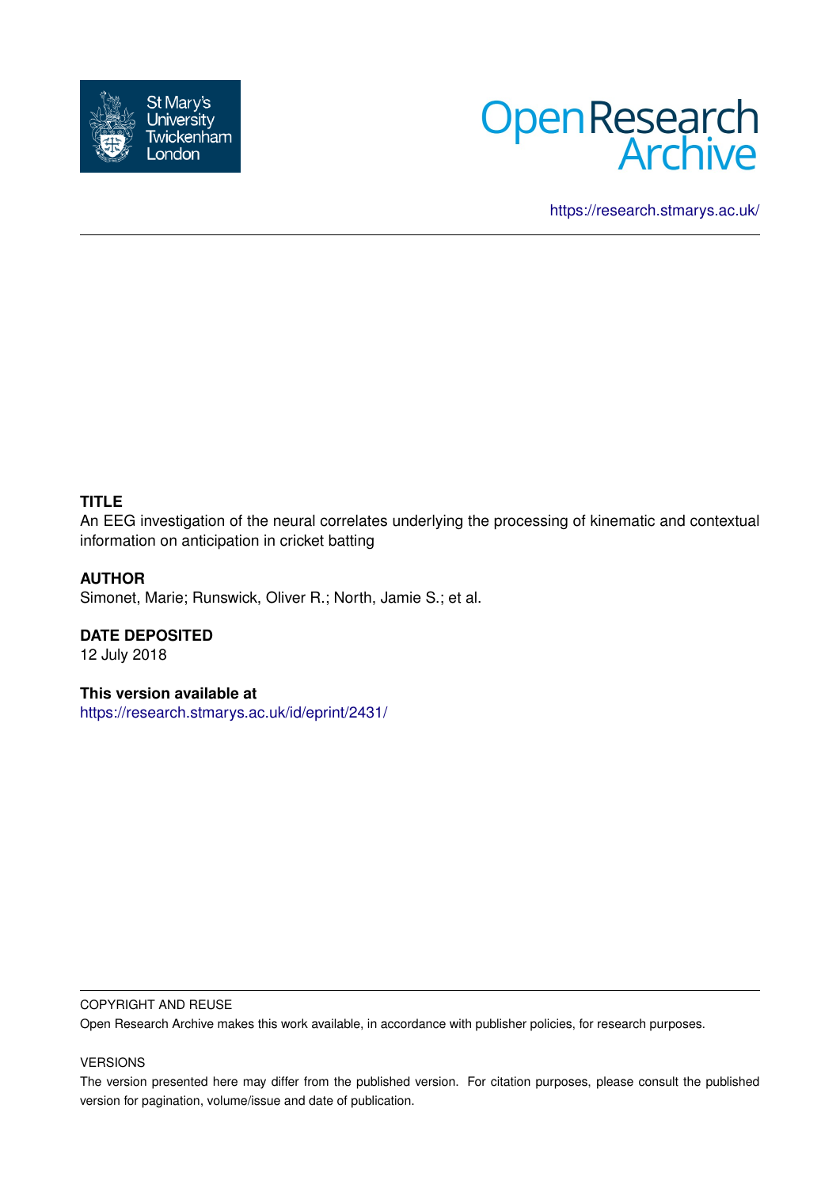St Mary's University Twickenham London

Open Research Archive

https://research.stmarys.ac.uk/

**TITLE**

An EEG investigation of the neural correlates underlying the processing of kinematic and contextual information on anticipation in cricket batting

**AUTHOR**

Simonet, Marie; Runswick, Oliver R.; North, Jamie S.; et al.

**DATE DEPOSITED**

12 July 2018

**This version available at**

https://research.stmarys.ac.uk/id/eprint/2431/

COPYRIGHT AND REUSE

Open Research Archive makes this work available, in accordance with publisher policies, for research purposes.

VERSIONS

The version presented here may differ from the published version. For citation purposes, please consult the published version for pagination, volume/issue and date of publication.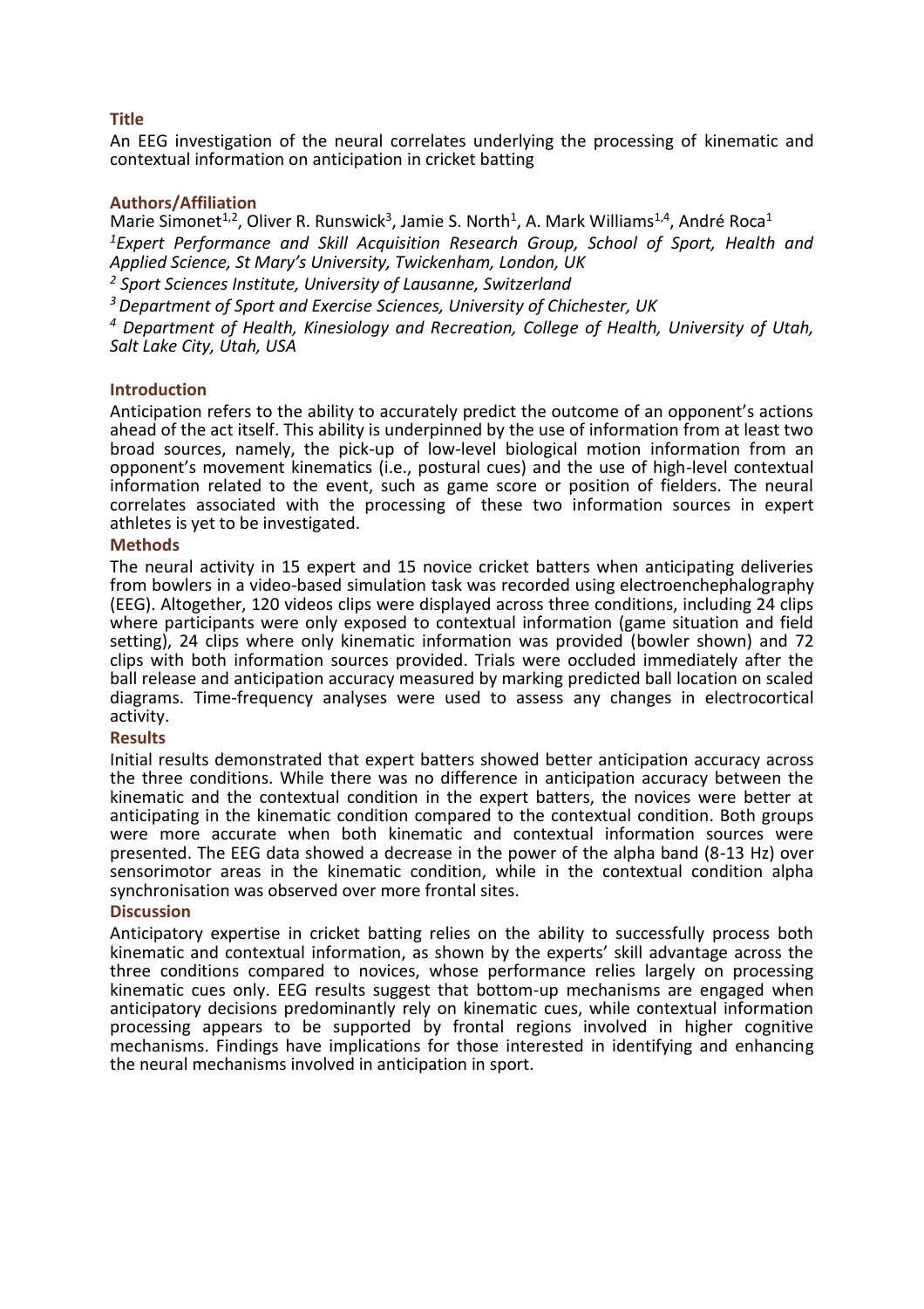## Title

An EEG investigation of the neural correlates underlying the processing of kinematic and contextual information on anticipation in cricket batting

## Authors/Affiliation

Marie Simonet[1,2], Oliver R. Runswick[3], Jamie S. North[1], A. Mark Williams[1,4], André Roca[1]

[1]*Expert Performance and Skill Acquisition Research Group, School of Sport, Health and Applied Science, St Mary's University, Twickenham, London, UK*

[2] *Sport Sciences Institute, University of Lausanne, Switzerland*

[3] *Department of Sport and Exercise Sciences, University of Chichester, UK*

[4] *Department of Health, Kinesiology and Recreation, College of Health, University of Utah, Salt Lake City, Utah, USA*

## Introduction

Anticipation refers to the ability to accurately predict the outcome of an opponent's actions ahead of the act itself. This ability is underpinned by the use of information from at least two broad sources, namely, the pick-up of low-level biological motion information from an opponent's movement kinematics (i.e., postural cues) and the use of high-level contextual information related to the event, such as game score or position of fielders. The neural correlates associated with the processing of these two information sources in expert athletes is yet to be investigated.

## Methods

The neural activity in 15 expert and 15 novice cricket batters when anticipating deliveries from bowlers in a video-based simulation task was recorded using electroenchephalography (EEG). Altogether, 120 videos clips were displayed across three conditions, including 24 clips where participants were only exposed to contextual information (game situation and field setting), 24 clips where only kinematic information was provided (bowler shown) and 72 clips with both information sources provided. Trials were occluded immediately after the ball release and anticipation accuracy measured by marking predicted ball location on scaled diagrams. Time-frequency analyses were used to assess any changes in electrocortical activity.

## Results

Initial results demonstrated that expert batters showed better anticipation accuracy across the three conditions. While there was no difference in anticipation accuracy between the kinematic and the contextual condition in the expert batters, the novices were better at anticipating in the kinematic condition compared to the contextual condition. Both groups were more accurate when both kinematic and contextual information sources were presented. The EEG data showed a decrease in the power of the alpha band (8-13 Hz) over sensorimotor areas in the kinematic condition, while in the contextual condition alpha synchronisation was observed over more frontal sites.

## Discussion

Anticipatory expertise in cricket batting relies on the ability to successfully process both kinematic and contextual information, as shown by the experts' skill advantage across the three conditions compared to novices, whose performance relies largely on processing kinematic cues only. EEG results suggest that bottom-up mechanisms are engaged when anticipatory decisions predominantly rely on kinematic cues, while contextual information processing appears to be supported by frontal regions involved in higher cognitive mechanisms. Findings have implications for those interested in identifying and enhancing the neural mechanisms involved in anticipation in sport.